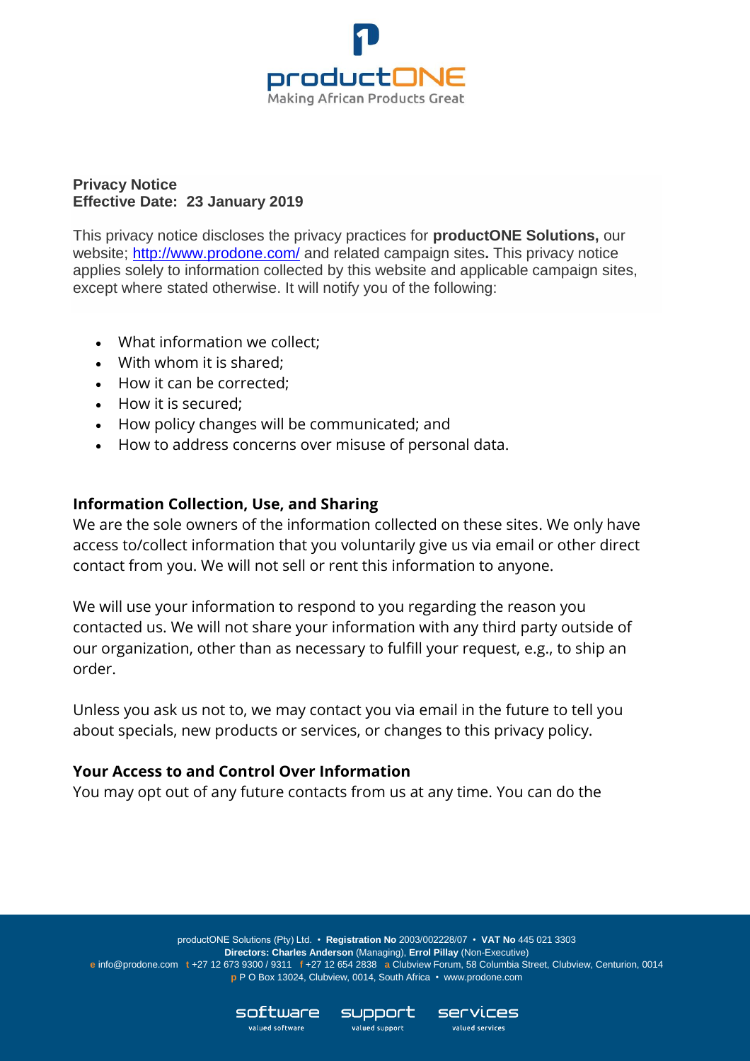**Privacy Notice**
**Effective Date: 23 January 2019**

This privacy notice discloses the privacy practices for **productONE Solutions,** our website; http://www.prodone.com/ and related campaign sites**.** This privacy notice applies solely to information collected by this website and applicable campaign sites, except where stated otherwise. It will notify you of the following:

- What information we collect;
- With whom it is shared;
- How it can be corrected;
- How it is secured;
- How policy changes will be communicated; and
- How to address concerns over misuse of personal data.

## Information Collection, Use, and Sharing

We are the sole owners of the information collected on these sites. We only have access to/collect information that you voluntarily give us via email or other direct contact from you. We will not sell or rent this information to anyone.

We will use your information to respond to you regarding the reason you contacted us. We will not share your information with any third party outside of our organization, other than as necessary to fulfill your request, e.g., to ship an order.

Unless you ask us not to, we may contact you via email in the future to tell you about specials, new products or services, or changes to this privacy policy.

## Your Access to and Control Over Information

You may opt out of any future contacts from us at any time. You can do the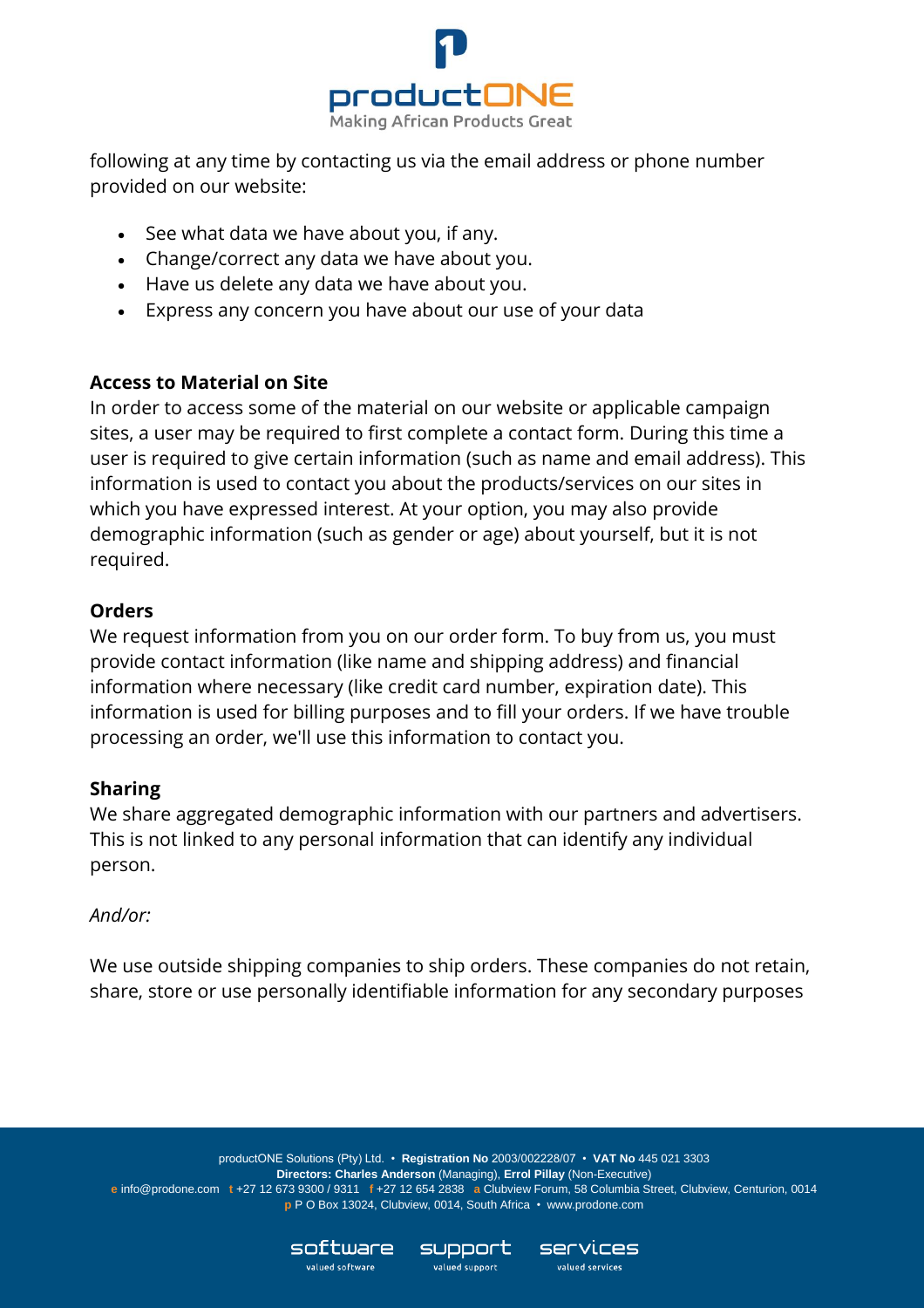following at any time by contacting us via the email address or phone number provided on our website:

- See what data we have about you, if any.
- Change/correct any data we have about you.
- Have us delete any data we have about you.
- Express any concern you have about our use of your data

**Access to Material on Site**

In order to access some of the material on our website or applicable campaign sites, a user may be required to first complete a contact form. During this time a user is required to give certain information (such as name and email address). This information is used to contact you about the products/services on our sites in which you have expressed interest. At your option, you may also provide demographic information (such as gender or age) about yourself, but it is not required.

**Orders**

We request information from you on our order form. To buy from us, you must provide contact information (like name and shipping address) and financial information where necessary (like credit card number, expiration date). This information is used for billing purposes and to fill your orders. If we have trouble processing an order, we'll use this information to contact you.

**Sharing**

We share aggregated demographic information with our partners and advertisers. This is not linked to any personal information that can identify any individual person.

*And/or:*

We use outside shipping companies to ship orders. These companies do not retain, share, store or use personally identifiable information for any secondary purposes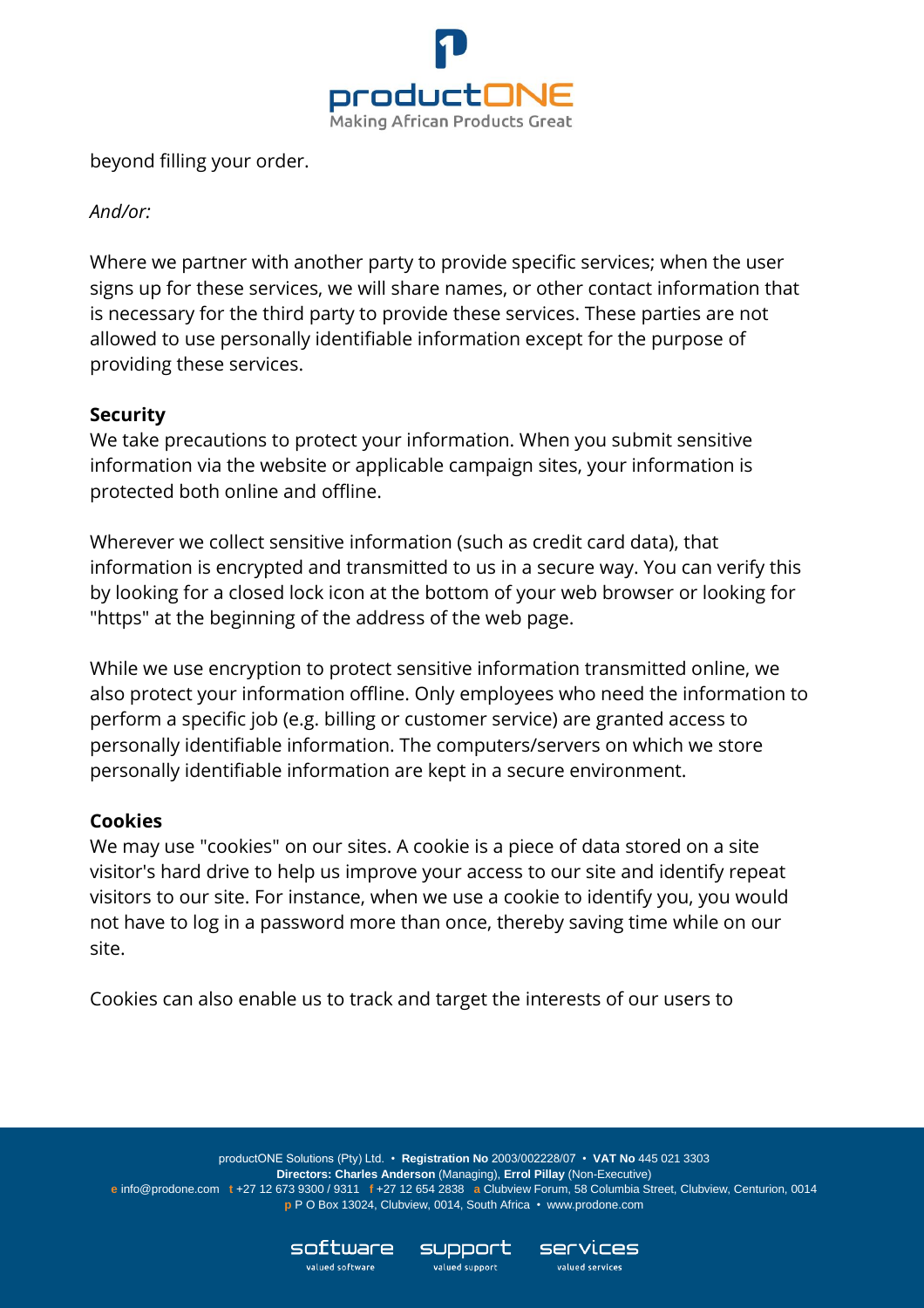beyond filling your order.

*And/or:*

Where we partner with another party to provide specific services; when the user signs up for these services, we will share names, or other contact information that is necessary for the third party to provide these services. These parties are not allowed to use personally identifiable information except for the purpose of providing these services.

**Security**

We take precautions to protect your information. When you submit sensitive information via the website or applicable campaign sites, your information is protected both online and offline.

Wherever we collect sensitive information (such as credit card data), that information is encrypted and transmitted to us in a secure way. You can verify this by looking for a closed lock icon at the bottom of your web browser or looking for "https" at the beginning of the address of the web page.

While we use encryption to protect sensitive information transmitted online, we also protect your information offline. Only employees who need the information to perform a specific job (e.g. billing or customer service) are granted access to personally identifiable information. The computers/servers on which we store personally identifiable information are kept in a secure environment.

**Cookies**

We may use "cookies" on our sites. A cookie is a piece of data stored on a site visitor's hard drive to help us improve your access to our site and identify repeat visitors to our site. For instance, when we use a cookie to identify you, you would not have to log in a password more than once, thereby saving time while on our site.

Cookies can also enable us to track and target the interests of our users to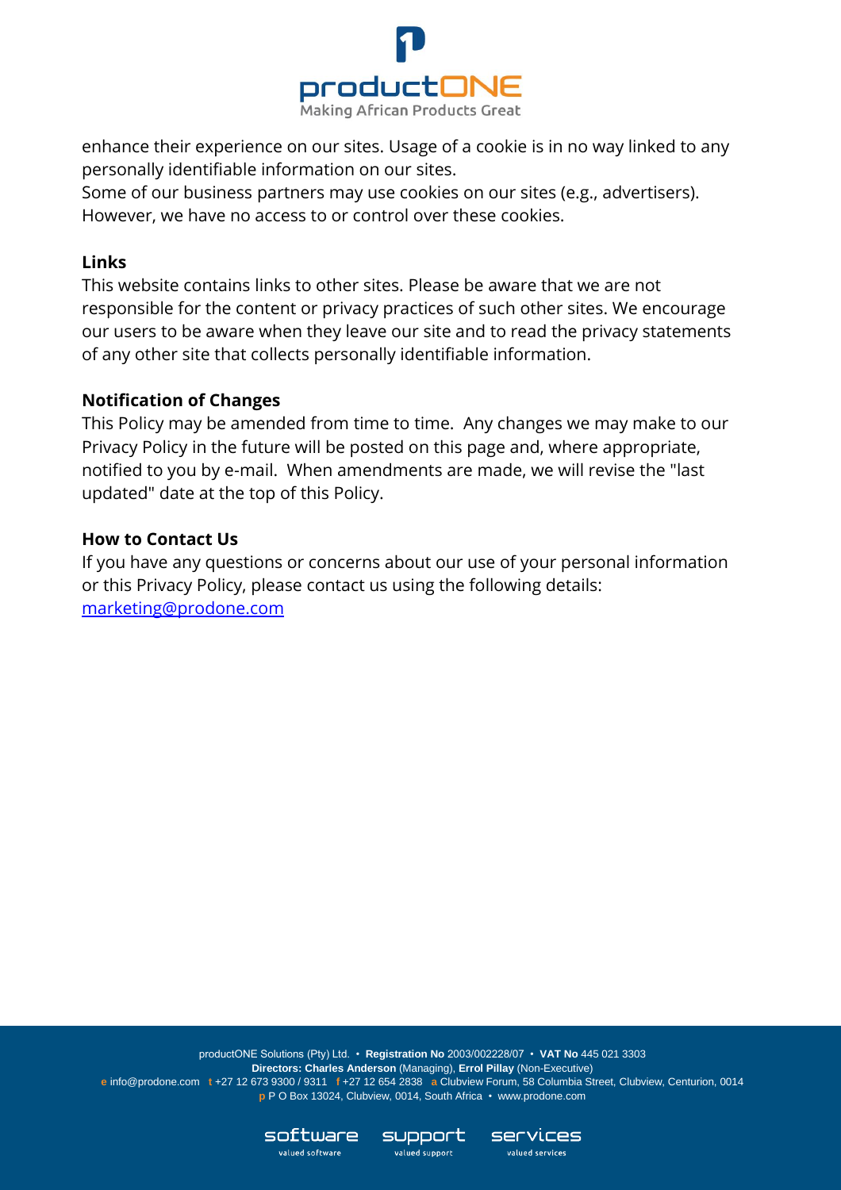enhance their experience on our sites. Usage of a cookie is in no way linked to any personally identifiable information on our sites.
Some of our business partners may use cookies on our sites (e.g., advertisers). However, we have no access to or control over these cookies.

**Links**
This website contains links to other sites. Please be aware that we are not responsible for the content or privacy practices of such other sites. We encourage our users to be aware when they leave our site and to read the privacy statements of any other site that collects personally identifiable information.

**Notification of Changes**
This Policy may be amended from time to time. Any changes we may make to our Privacy Policy in the future will be posted on this page and, where appropriate, notified to you by e-mail. When amendments are made, we will revise the "last updated" date at the top of this Policy.

**How to Contact Us**
If you have any questions or concerns about our use of your personal information or this Privacy Policy, please contact us using the following details:
[marketing@prodone.com](mailto:marketing@prodone.com)